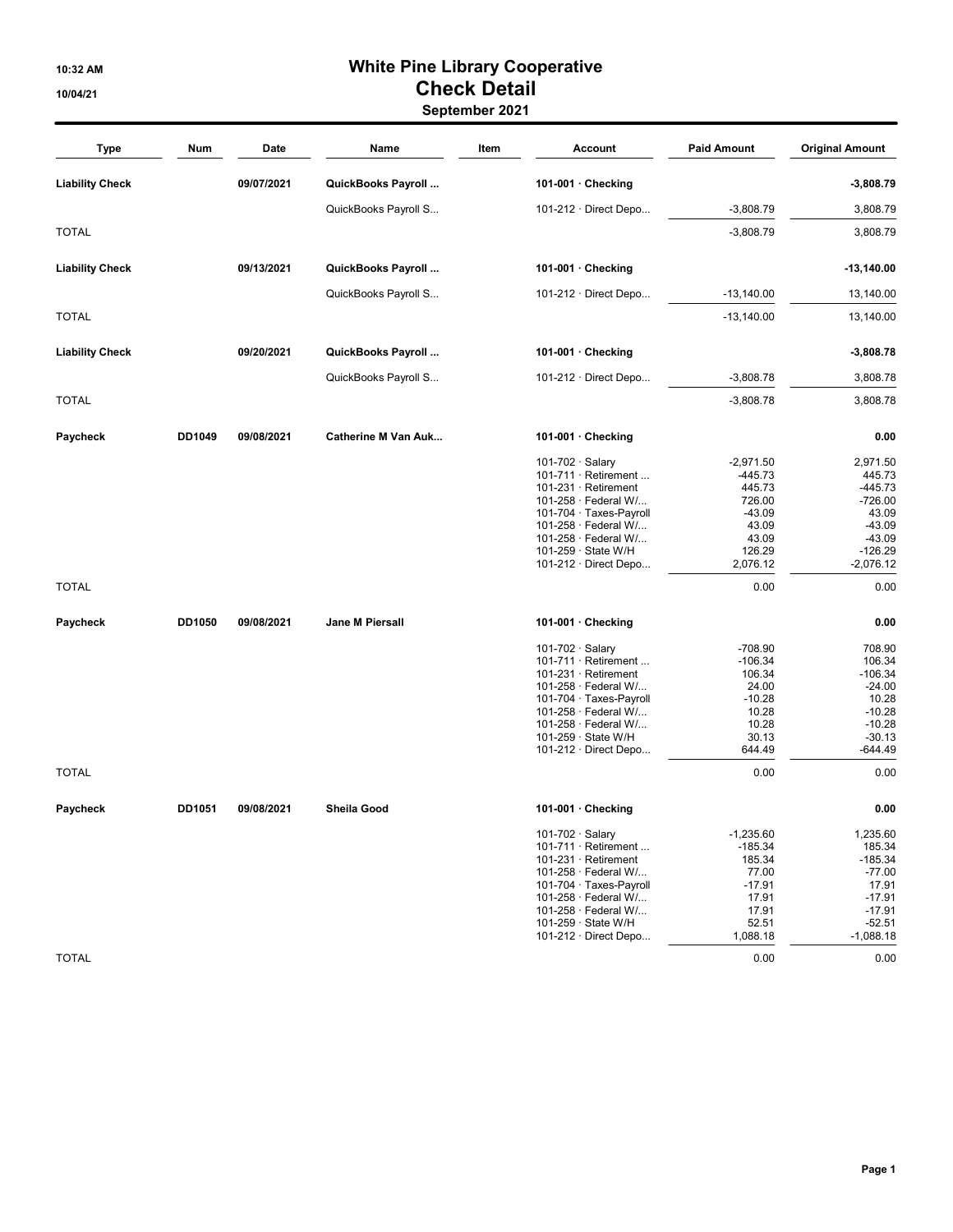# White Pine Library Cooperative

## Check Detail

### September 2021

| Type | Num | Date | Name | Item | Account | Paid Amount | Original Amount |
|---|---|---|---|---|---|---|---|
| **Liability Check** | | **09/07/2021** | **QuickBooks Payroll ...** | | **101-001 · Checking** | | **-3,808.79** |
| | | | QuickBooks Payroll S... | | 101-212 · Direct Depo... | -3,808.79 | 3,808.79 |
| TOTAL | | | | | | -3,808.79 | 3,808.79 |
| **Liability Check** | | **09/13/2021** | **QuickBooks Payroll ...** | | **101-001 · Checking** | | **-13,140.00** |
| | | | QuickBooks Payroll S... | | 101-212 · Direct Depo... | -13,140.00 | 13,140.00 |
| TOTAL | | | | | | -13,140.00 | 13,140.00 |
| **Liability Check** | | **09/20/2021** | **QuickBooks Payroll ...** | | **101-001 · Checking** | | **-3,808.78** |
| | | | QuickBooks Payroll S... | | 101-212 · Direct Depo... | -3,808.78 | 3,808.78 |
| TOTAL | | | | | | -3,808.78 | 3,808.78 |
| **Paycheck** | **DD1049** | **09/08/2021** | **Catherine M Van Auk...** | | **101-001 · Checking** | | **0.00** |
| | | | | | 101-702 · Salary | -2,971.50 | 2,971.50 |
| | | | | | 101-711 · Retirement ... | -445.73 | 445.73 |
| | | | | | 101-231 · Retirement | 445.73 | -445.73 |
| | | | | | 101-258 · Federal W/... | 726.00 | -726.00 |
| | | | | | 101-704 · Taxes-Payroll | -43.09 | 43.09 |
| | | | | | 101-258 · Federal W/... | 43.09 | -43.09 |
| | | | | | 101-258 · Federal W/... | 43.09 | -43.09 |
| | | | | | 101-259 · State W/H | 126.29 | -126.29 |
| | | | | | 101-212 · Direct Depo... | 2,076.12 | -2,076.12 |
| TOTAL | | | | | | 0.00 | 0.00 |
| **Paycheck** | **DD1050** | **09/08/2021** | **Jane M Piersall** | | **101-001 · Checking** | | **0.00** |
| | | | | | 101-702 · Salary | -708.90 | 708.90 |
| | | | | | 101-711 · Retirement ... | -106.34 | 106.34 |
| | | | | | 101-231 · Retirement | 106.34 | -106.34 |
| | | | | | 101-258 · Federal W/... | 24.00 | -24.00 |
| | | | | | 101-704 · Taxes-Payroll | -10.28 | 10.28 |
| | | | | | 101-258 · Federal W/... | 10.28 | -10.28 |
| | | | | | 101-258 · Federal W/... | 10.28 | -10.28 |
| | | | | | 101-259 · State W/H | 30.13 | -30.13 |
| | | | | | 101-212 · Direct Depo... | 644.49 | -644.49 |
| TOTAL | | | | | | 0.00 | 0.00 |
| **Paycheck** | **DD1051** | **09/08/2021** | **Sheila Good** | | **101-001 · Checking** | | **0.00** |
| | | | | | 101-702 · Salary | -1,235.60 | 1,235.60 |
| | | | | | 101-711 · Retirement ... | -185.34 | 185.34 |
| | | | | | 101-231 · Retirement | 185.34 | -185.34 |
| | | | | | 101-258 · Federal W/... | 77.00 | -77.00 |
| | | | | | 101-704 · Taxes-Payroll | -17.91 | 17.91 |
| | | | | | 101-258 · Federal W/... | 17.91 | -17.91 |
| | | | | | 101-258 · Federal W/... | 17.91 | -17.91 |
| | | | | | 101-259 · State W/H | 52.51 | -52.51 |
| | | | | | 101-212 · Direct Depo... | 1,088.18 | -1,088.18 |
| TOTAL | | | | | | 0.00 | 0.00 |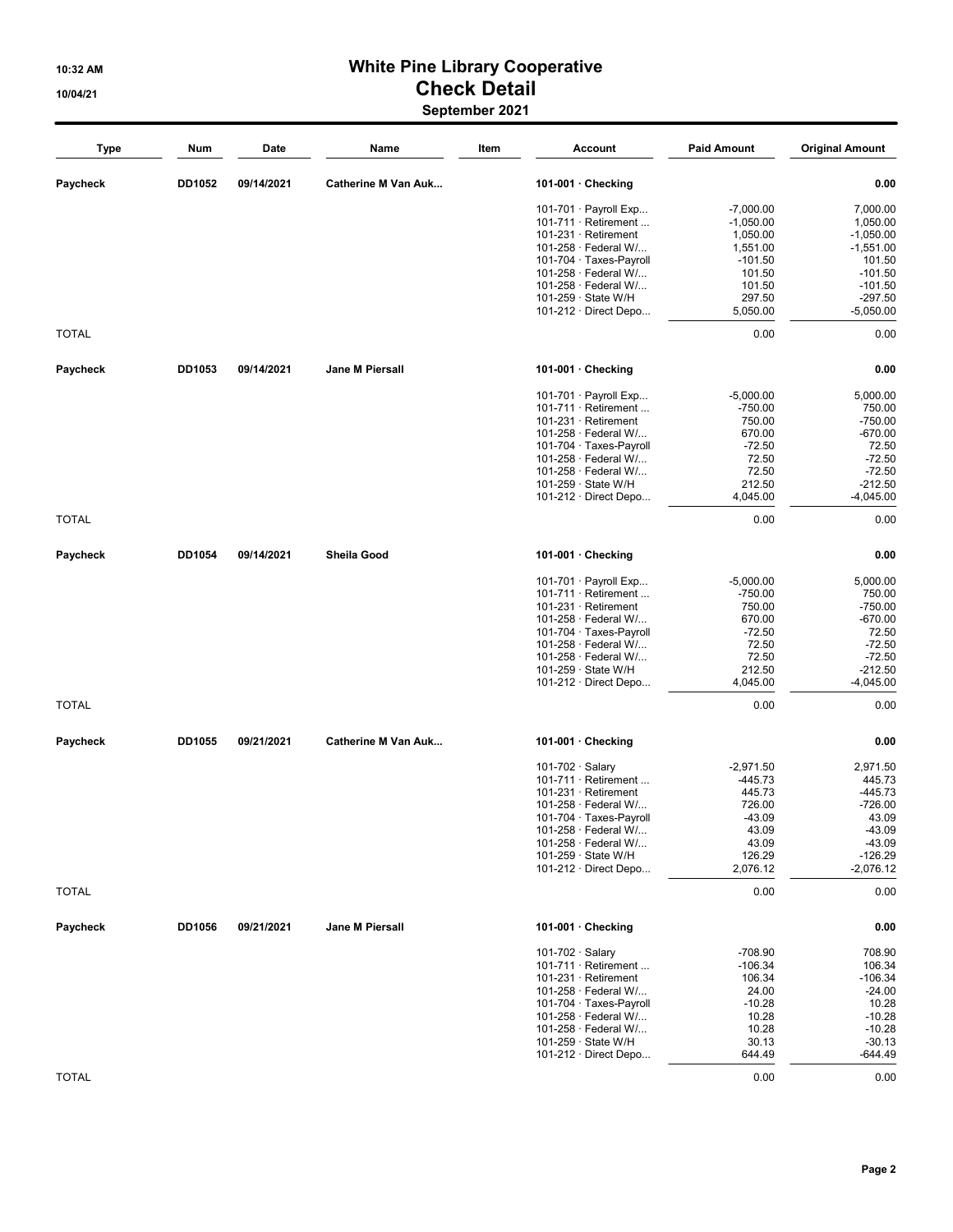# White Pine Library Cooperative

## Check Detail

### September 2021

10:32 AM
10/04/21

| Type | Num | Date | Name | Item | Account | Paid Amount | Original Amount |
|---|---|---|---|---|---|---|---|
| **Paycheck** | **DD1052** | **09/14/2021** | **Catherine M Van Auk...** | | **101-001 · Checking** | | **0.00** |
| | | | | | 101-701 · Payroll Exp... | -7,000.00 | 7,000.00 |
| | | | | | 101-711 · Retirement ... | -1,050.00 | 1,050.00 |
| | | | | | 101-231 · Retirement | 1,050.00 | -1,050.00 |
| | | | | | 101-258 · Federal W/... | 1,551.00 | -1,551.00 |
| | | | | | 101-704 · Taxes-Payroll | -101.50 | 101.50 |
| | | | | | 101-258 · Federal W/... | 101.50 | -101.50 |
| | | | | | 101-258 · Federal W/... | 101.50 | -101.50 |
| | | | | | 101-259 · State W/H | 297.50 | -297.50 |
| | | | | | 101-212 · Direct Depo... | 5,050.00 | -5,050.00 |
| TOTAL | | | | | | 0.00 | 0.00 |
| **Paycheck** | **DD1053** | **09/14/2021** | **Jane M Piersall** | | **101-001 · Checking** | | **0.00** |
| | | | | | 101-701 · Payroll Exp... | -5,000.00 | 5,000.00 |
| | | | | | 101-711 · Retirement ... | -750.00 | 750.00 |
| | | | | | 101-231 · Retirement | 750.00 | -750.00 |
| | | | | | 101-258 · Federal W/... | 670.00 | -670.00 |
| | | | | | 101-704 · Taxes-Payroll | -72.50 | 72.50 |
| | | | | | 101-258 · Federal W/... | 72.50 | -72.50 |
| | | | | | 101-258 · Federal W/... | 72.50 | -72.50 |
| | | | | | 101-259 · State W/H | 212.50 | -212.50 |
| | | | | | 101-212 · Direct Depo... | 4,045.00 | -4,045.00 |
| TOTAL | | | | | | 0.00 | 0.00 |
| **Paycheck** | **DD1054** | **09/14/2021** | **Sheila Good** | | **101-001 · Checking** | | **0.00** |
| | | | | | 101-701 · Payroll Exp... | -5,000.00 | 5,000.00 |
| | | | | | 101-711 · Retirement ... | -750.00 | 750.00 |
| | | | | | 101-231 · Retirement | 750.00 | -750.00 |
| | | | | | 101-258 · Federal W/... | 670.00 | -670.00 |
| | | | | | 101-704 · Taxes-Payroll | -72.50 | 72.50 |
| | | | | | 101-258 · Federal W/... | 72.50 | -72.50 |
| | | | | | 101-258 · Federal W/... | 72.50 | -72.50 |
| | | | | | 101-259 · State W/H | 212.50 | -212.50 |
| | | | | | 101-212 · Direct Depo... | 4,045.00 | -4,045.00 |
| TOTAL | | | | | | 0.00 | 0.00 |
| **Paycheck** | **DD1055** | **09/21/2021** | **Catherine M Van Auk...** | | **101-001 · Checking** | | **0.00** |
| | | | | | 101-702 · Salary | -2,971.50 | 2,971.50 |
| | | | | | 101-711 · Retirement ... | -445.73 | 445.73 |
| | | | | | 101-231 · Retirement | 445.73 | -445.73 |
| | | | | | 101-258 · Federal W/... | 726.00 | -726.00 |
| | | | | | 101-704 · Taxes-Payroll | -43.09 | 43.09 |
| | | | | | 101-258 · Federal W/... | 43.09 | -43.09 |
| | | | | | 101-258 · Federal W/... | 43.09 | -43.09 |
| | | | | | 101-259 · State W/H | 126.29 | -126.29 |
| | | | | | 101-212 · Direct Depo... | 2,076.12 | -2,076.12 |
| TOTAL | | | | | | 0.00 | 0.00 |
| **Paycheck** | **DD1056** | **09/21/2021** | **Jane M Piersall** | | **101-001 · Checking** | | **0.00** |
| | | | | | 101-702 · Salary | -708.90 | 708.90 |
| | | | | | 101-711 · Retirement ... | -106.34 | 106.34 |
| | | | | | 101-231 · Retirement | 106.34 | -106.34 |
| | | | | | 101-258 · Federal W/... | 24.00 | -24.00 |
| | | | | | 101-704 · Taxes-Payroll | -10.28 | 10.28 |
| | | | | | 101-258 · Federal W/... | 10.28 | -10.28 |
| | | | | | 101-258 · Federal W/... | 10.28 | -10.28 |
| | | | | | 101-259 · State W/H | 30.13 | -30.13 |
| | | | | | 101-212 · Direct Depo... | 644.49 | -644.49 |
| TOTAL | | | | | | 0.00 | 0.00 |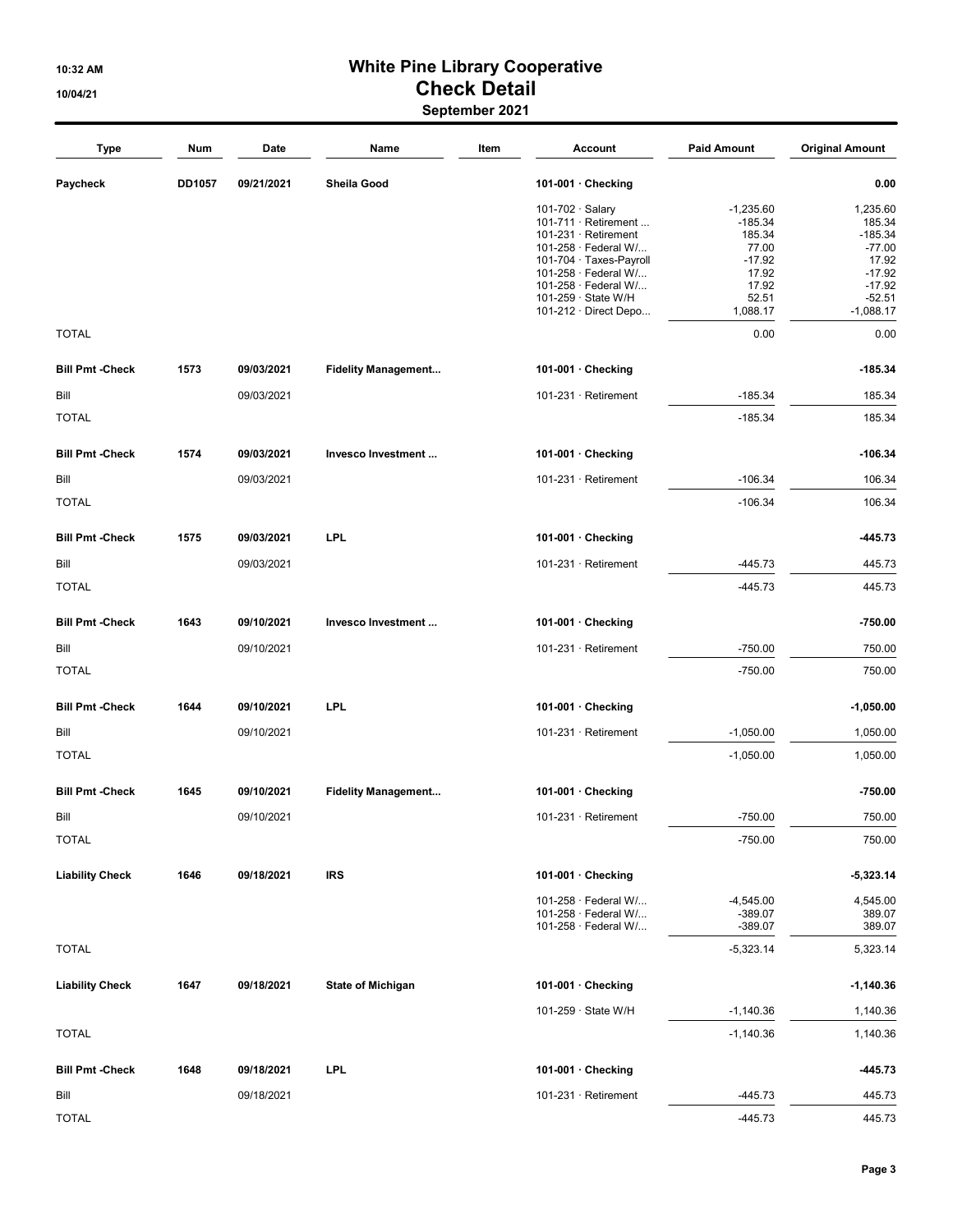# White Pine Library Cooperative

## Check Detail

### September 2021

| Type | Num | Date | Name | Item | Account | Paid Amount | Original Amount |
|---|---|---|---|---|---|---|---|
| **Paycheck** | **DD1057** | **09/21/2021** | **Sheila Good** | | **101-001 · Checking** | | **0.00** |
| | | | | | 101-702 · Salary | -1,235.60 | 1,235.60 |
| | | | | | 101-711 · Retirement ... | -185.34 | 185.34 |
| | | | | | 101-231 · Retirement | 185.34 | -185.34 |
| | | | | | 101-258 · Federal W/... | 77.00 | -77.00 |
| | | | | | 101-704 · Taxes-Payroll | -17.92 | 17.92 |
| | | | | | 101-258 · Federal W/... | 17.92 | -17.92 |
| | | | | | 101-258 · Federal W/... | 17.92 | -17.92 |
| | | | | | 101-259 · State W/H | 52.51 | -52.51 |
| | | | | | 101-212 · Direct Depo... | 1,088.17 | -1,088.17 |
| TOTAL | | | | | | 0.00 | 0.00 |
| **Bill Pmt -Check** | **1573** | **09/03/2021** | **Fidelity Management...** | | **101-001 · Checking** | | **-185.34** |
| Bill | | 09/03/2021 | | | 101-231 · Retirement | -185.34 | 185.34 |
| TOTAL | | | | | | -185.34 | 185.34 |
| **Bill Pmt -Check** | **1574** | **09/03/2021** | **Invesco Investment ...** | | **101-001 · Checking** | | **-106.34** |
| Bill | | 09/03/2021 | | | 101-231 · Retirement | -106.34 | 106.34 |
| TOTAL | | | | | | -106.34 | 106.34 |
| **Bill Pmt -Check** | **1575** | **09/03/2021** | **LPL** | | **101-001 · Checking** | | **-445.73** |
| Bill | | 09/03/2021 | | | 101-231 · Retirement | -445.73 | 445.73 |
| TOTAL | | | | | | -445.73 | 445.73 |
| **Bill Pmt -Check** | **1643** | **09/10/2021** | **Invesco Investment ...** | | **101-001 · Checking** | | **-750.00** |
| Bill | | 09/10/2021 | | | 101-231 · Retirement | -750.00 | 750.00 |
| TOTAL | | | | | | -750.00 | 750.00 |
| **Bill Pmt -Check** | **1644** | **09/10/2021** | **LPL** | | **101-001 · Checking** | | **-1,050.00** |
| Bill | | 09/10/2021 | | | 101-231 · Retirement | -1,050.00 | 1,050.00 |
| TOTAL | | | | | | -1,050.00 | 1,050.00 |
| **Bill Pmt -Check** | **1645** | **09/10/2021** | **Fidelity Management...** | | **101-001 · Checking** | | **-750.00** |
| Bill | | 09/10/2021 | | | 101-231 · Retirement | -750.00 | 750.00 |
| TOTAL | | | | | | -750.00 | 750.00 |
| **Liability Check** | **1646** | **09/18/2021** | **IRS** | | **101-001 · Checking** | | **-5,323.14** |
| | | | | | 101-258 · Federal W/... | -4,545.00 | 4,545.00 |
| | | | | | 101-258 · Federal W/... | -389.07 | 389.07 |
| | | | | | 101-258 · Federal W/... | -389.07 | 389.07 |
| TOTAL | | | | | | -5,323.14 | 5,323.14 |
| **Liability Check** | **1647** | **09/18/2021** | **State of Michigan** | | **101-001 · Checking** | | **-1,140.36** |
| | | | | | 101-259 · State W/H | -1,140.36 | 1,140.36 |
| TOTAL | | | | | | -1,140.36 | 1,140.36 |
| **Bill Pmt -Check** | **1648** | **09/18/2021** | **LPL** | | **101-001 · Checking** | | **-445.73** |
| Bill | | 09/18/2021 | | | 101-231 · Retirement | -445.73 | 445.73 |
| TOTAL | | | | | | -445.73 | 445.73 |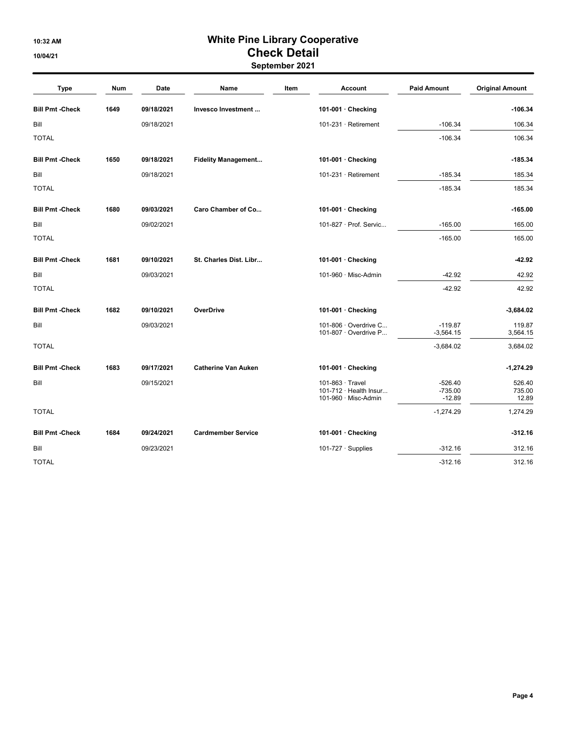# White Pine Library Cooperative

## Check Detail

### September 2021

| Type | Num | Date | Name | Item | Account | Paid Amount | Original Amount |
|---|---|---|---|---|---|---|---|
| **Bill Pmt -Check** | **1649** | **09/18/2021** | **Invesco Investment ...** | | **101-001 · Checking** | | **-106.34** |
| Bill | | 09/18/2021 | | | 101-231 · Retirement | -106.34 | 106.34 |
| TOTAL | | | | | | -106.34 | 106.34 |
| **Bill Pmt -Check** | **1650** | **09/18/2021** | **Fidelity Management...** | | **101-001 · Checking** | | **-185.34** |
| Bill | | 09/18/2021 | | | 101-231 · Retirement | -185.34 | 185.34 |
| TOTAL | | | | | | -185.34 | 185.34 |
| **Bill Pmt -Check** | **1680** | **09/03/2021** | **Caro Chamber of Co...** | | **101-001 · Checking** | | **-165.00** |
| Bill | | 09/02/2021 | | | 101-827 · Prof. Servic... | -165.00 | 165.00 |
| TOTAL | | | | | | -165.00 | 165.00 |
| **Bill Pmt -Check** | **1681** | **09/10/2021** | **St. Charles Dist. Libr...** | | **101-001 · Checking** | | **-42.92** |
| Bill | | 09/03/2021 | | | 101-960 · Misc-Admin | -42.92 | 42.92 |
| TOTAL | | | | | | -42.92 | 42.92 |
| **Bill Pmt -Check** | **1682** | **09/10/2021** | **OverDrive** | | **101-001 · Checking** | | **-3,684.02** |
| Bill | | 09/03/2021 | | | 101-806 · Overdrive C... | -119.87 | 119.87 |
| | | | | | 101-807 · Overdrive P... | -3,564.15 | 3,564.15 |
| TOTAL | | | | | | -3,684.02 | 3,684.02 |
| **Bill Pmt -Check** | **1683** | **09/17/2021** | **Catherine Van Auken** | | **101-001 · Checking** | | **-1,274.29** |
| Bill | | 09/15/2021 | | | 101-863 · Travel | -526.40 | 526.40 |
| | | | | | 101-712 · Health Insur... | -735.00 | 735.00 |
| | | | | | 101-960 · Misc-Admin | -12.89 | 12.89 |
| TOTAL | | | | | | -1,274.29 | 1,274.29 |
| **Bill Pmt -Check** | **1684** | **09/24/2021** | **Cardmember Service** | | **101-001 · Checking** | | **-312.16** |
| Bill | | 09/23/2021 | | | 101-727 · Supplies | -312.16 | 312.16 |
| TOTAL | | | | | | -312.16 | 312.16 |